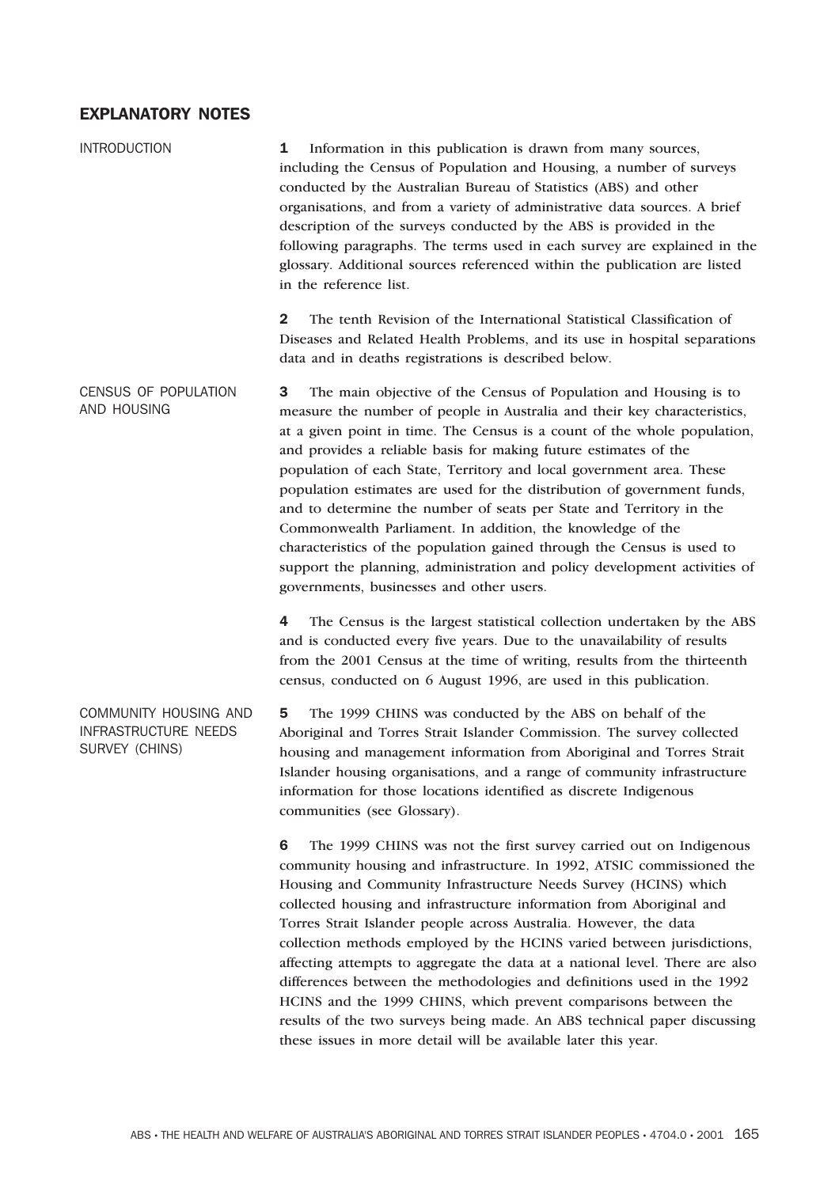## EXPLANATORY NOTES

### INTRODUCTION

**1** Information in this publication is drawn from many sources, including the Census of Population and Housing, a number of surveys conducted by the Australian Bureau of Statistics (ABS) and other organisations, and from a variety of administrative data sources. A brief description of the surveys conducted by the ABS is provided in the following paragraphs. The terms used in each survey are explained in the glossary. Additional sources referenced within the publication are listed in the reference list.

**2** The tenth Revision of the International Statistical Classification of Diseases and Related Health Problems, and its use in hospital separations data and in deaths registrations is described below.

### CENSUS OF POPULATION AND HOUSING

**3** The main objective of the Census of Population and Housing is to measure the number of people in Australia and their key characteristics, at a given point in time. The Census is a count of the whole population, and provides a reliable basis for making future estimates of the population of each State, Territory and local government area. These population estimates are used for the distribution of government funds, and to determine the number of seats per State and Territory in the Commonwealth Parliament. In addition, the knowledge of the characteristics of the population gained through the Census is used to support the planning, administration and policy development activities of governments, businesses and other users.

**4** The Census is the largest statistical collection undertaken by the ABS and is conducted every five years. Due to the unavailability of results from the 2001 Census at the time of writing, results from the thirteenth census, conducted on 6 August 1996, are used in this publication.

### COMMUNITY HOUSING AND INFRASTRUCTURE NEEDS SURVEY (CHINS)

**5** The 1999 CHINS was conducted by the ABS on behalf of the Aboriginal and Torres Strait Islander Commission. The survey collected housing and management information from Aboriginal and Torres Strait Islander housing organisations, and a range of community infrastructure information for those locations identified as discrete Indigenous communities (see Glossary).

**6** The 1999 CHINS was not the first survey carried out on Indigenous community housing and infrastructure. In 1992, ATSIC commissioned the Housing and Community Infrastructure Needs Survey (HCINS) which collected housing and infrastructure information from Aboriginal and Torres Strait Islander people across Australia. However, the data collection methods employed by the HCINS varied between jurisdictions, affecting attempts to aggregate the data at a national level. There are also differences between the methodologies and definitions used in the 1992 HCINS and the 1999 CHINS, which prevent comparisons between the results of the two surveys being made. An ABS technical paper discussing these issues in more detail will be available later this year.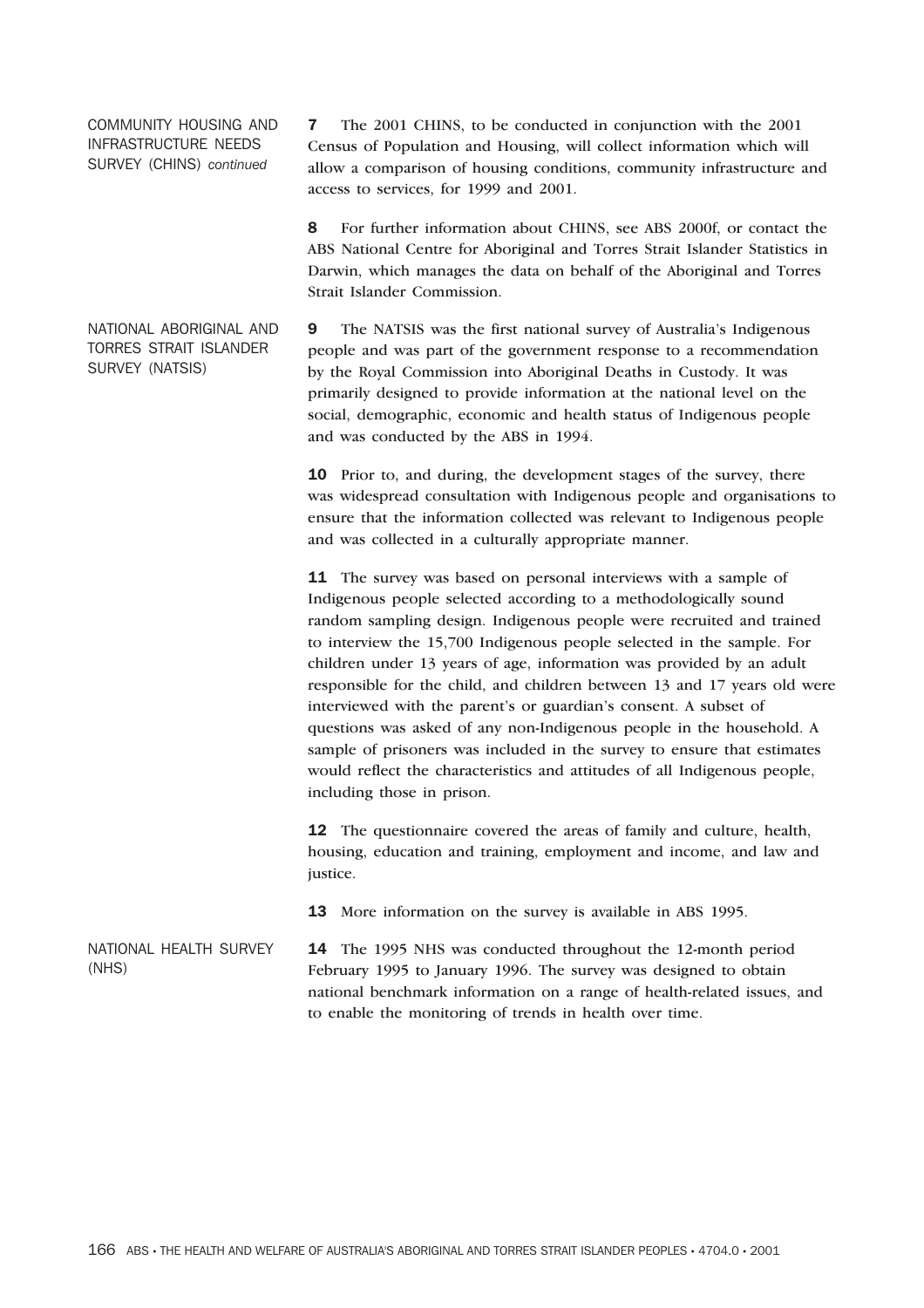## COMMUNITY HOUSING AND INFRASTRUCTURE NEEDS SURVEY (CHINS) *continued*

**7** The 2001 CHINS, to be conducted in conjunction with the 2001 Census of Population and Housing, will collect information which will allow a comparison of housing conditions, community infrastructure and access to services, for 1999 and 2001.

**8** For further information about CHINS, see ABS 2000f, or contact the ABS National Centre for Aboriginal and Torres Strait Islander Statistics in Darwin, which manages the data on behalf of the Aboriginal and Torres Strait Islander Commission.

## NATIONAL ABORIGINAL AND TORRES STRAIT ISLANDER SURVEY (NATSIS)

**9** The NATSIS was the first national survey of Australia's Indigenous people and was part of the government response to a recommendation by the Royal Commission into Aboriginal Deaths in Custody. It was primarily designed to provide information at the national level on the social, demographic, economic and health status of Indigenous people and was conducted by the ABS in 1994.

**10** Prior to, and during, the development stages of the survey, there was widespread consultation with Indigenous people and organisations to ensure that the information collected was relevant to Indigenous people and was collected in a culturally appropriate manner.

**11** The survey was based on personal interviews with a sample of Indigenous people selected according to a methodologically sound random sampling design. Indigenous people were recruited and trained to interview the 15,700 Indigenous people selected in the sample. For children under 13 years of age, information was provided by an adult responsible for the child, and children between 13 and 17 years old were interviewed with the parent's or guardian's consent. A subset of questions was asked of any non-Indigenous people in the household. A sample of prisoners was included in the survey to ensure that estimates would reflect the characteristics and attitudes of all Indigenous people, including those in prison.

**12** The questionnaire covered the areas of family and culture, health, housing, education and training, employment and income, and law and justice.

**13** More information on the survey is available in ABS 1995.

## NATIONAL HEALTH SURVEY (NHS)

**14** The 1995 NHS was conducted throughout the 12-month period February 1995 to January 1996. The survey was designed to obtain national benchmark information on a range of health-related issues, and to enable the monitoring of trends in health over time.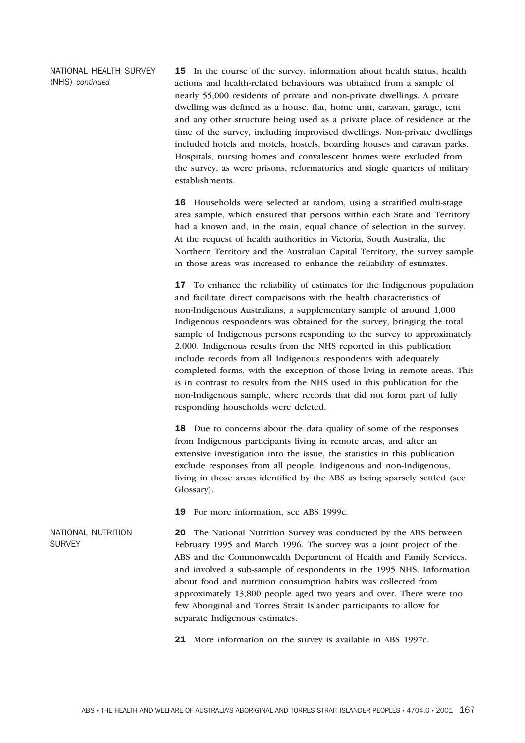## NATIONAL HEALTH SURVEY (NHS) *continued*

**15** In the course of the survey, information about health status, health actions and health-related behaviours was obtained from a sample of nearly 55,000 residents of private and non-private dwellings. A private dwelling was defined as a house, flat, home unit, caravan, garage, tent and any other structure being used as a private place of residence at the time of the survey, including improvised dwellings. Non-private dwellings included hotels and motels, hostels, boarding houses and caravan parks. Hospitals, nursing homes and convalescent homes were excluded from the survey, as were prisons, reformatories and single quarters of military establishments.

**16** Households were selected at random, using a stratified multi-stage area sample, which ensured that persons within each State and Territory had a known and, in the main, equal chance of selection in the survey. At the request of health authorities in Victoria, South Australia, the Northern Territory and the Australian Capital Territory, the survey sample in those areas was increased to enhance the reliability of estimates.

**17** To enhance the reliability of estimates for the Indigenous population and facilitate direct comparisons with the health characteristics of non-Indigenous Australians, a supplementary sample of around 1,000 Indigenous respondents was obtained for the survey, bringing the total sample of Indigenous persons responding to the survey to approximately 2,000. Indigenous results from the NHS reported in this publication include records from all Indigenous respondents with adequately completed forms, with the exception of those living in remote areas. This is in contrast to results from the NHS used in this publication for the non-Indigenous sample, where records that did not form part of fully responding households were deleted.

**18** Due to concerns about the data quality of some of the responses from Indigenous participants living in remote areas, and after an extensive investigation into the issue, the statistics in this publication exclude responses from all people, Indigenous and non-Indigenous, living in those areas identified by the ABS as being sparsely settled (see Glossary).

**19** For more information, see ABS 1999c.

## NATIONAL NUTRITION SURVEY

**20** The National Nutrition Survey was conducted by the ABS between February 1995 and March 1996. The survey was a joint project of the ABS and the Commonwealth Department of Health and Family Services, and involved a sub-sample of respondents in the 1995 NHS. Information about food and nutrition consumption habits was collected from approximately 13,800 people aged two years and over. There were too few Aboriginal and Torres Strait Islander participants to allow for separate Indigenous estimates.

**21** More information on the survey is available in ABS 1997c.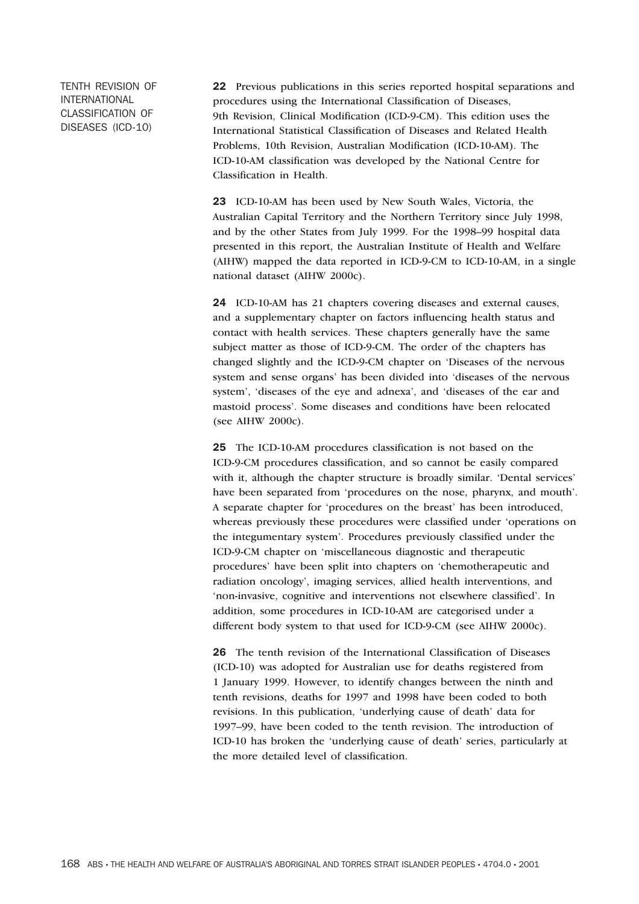## TENTH REVISION OF INTERNATIONAL CLASSIFICATION OF DISEASES (ICD-10)

**22** Previous publications in this series reported hospital separations and procedures using the International Classification of Diseases, 9th Revision, Clinical Modification (ICD-9-CM). This edition uses the International Statistical Classification of Diseases and Related Health Problems, 10th Revision, Australian Modification (ICD-10-AM). The ICD-10-AM classification was developed by the National Centre for Classification in Health.

**23** ICD-10-AM has been used by New South Wales, Victoria, the Australian Capital Territory and the Northern Territory since July 1998, and by the other States from July 1999. For the 1998–99 hospital data presented in this report, the Australian Institute of Health and Welfare (AIHW) mapped the data reported in ICD-9-CM to ICD-10-AM, in a single national dataset (AIHW 2000c).

**24** ICD-10-AM has 21 chapters covering diseases and external causes, and a supplementary chapter on factors influencing health status and contact with health services. These chapters generally have the same subject matter as those of ICD-9-CM. The order of the chapters has changed slightly and the ICD-9-CM chapter on 'Diseases of the nervous system and sense organs' has been divided into 'diseases of the nervous system', 'diseases of the eye and adnexa', and 'diseases of the ear and mastoid process'. Some diseases and conditions have been relocated (see AIHW 2000c).

**25** The ICD-10-AM procedures classification is not based on the ICD-9-CM procedures classification, and so cannot be easily compared with it, although the chapter structure is broadly similar. 'Dental services' have been separated from 'procedures on the nose, pharynx, and mouth'. A separate chapter for 'procedures on the breast' has been introduced, whereas previously these procedures were classified under 'operations on the integumentary system'. Procedures previously classified under the ICD-9-CM chapter on 'miscellaneous diagnostic and therapeutic procedures' have been split into chapters on 'chemotherapeutic and radiation oncology', imaging services, allied health interventions, and 'non-invasive, cognitive and interventions not elsewhere classified'. In addition, some procedures in ICD-10-AM are categorised under a different body system to that used for ICD-9-CM (see AIHW 2000c).

**26** The tenth revision of the International Classification of Diseases (ICD-10) was adopted for Australian use for deaths registered from 1 January 1999. However, to identify changes between the ninth and tenth revisions, deaths for 1997 and 1998 have been coded to both revisions. In this publication, 'underlying cause of death' data for 1997–99, have been coded to the tenth revision. The introduction of ICD-10 has broken the 'underlying cause of death' series, particularly at the more detailed level of classification.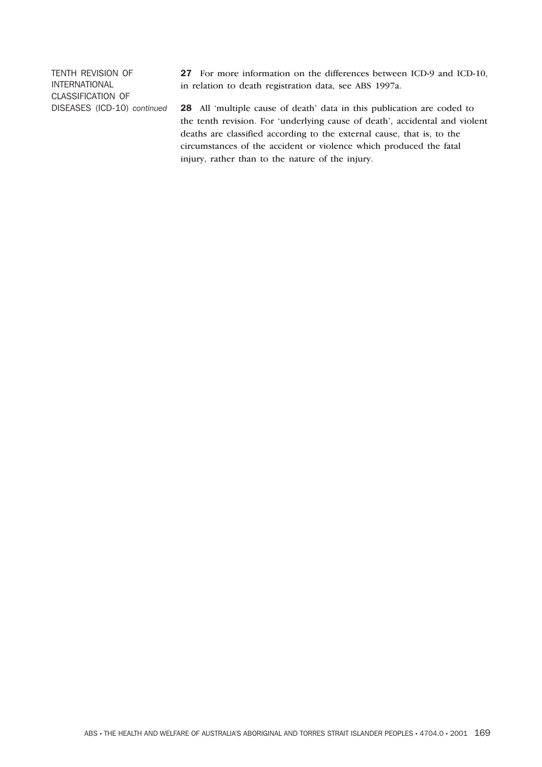TENTH REVISION OF INTERNATIONAL CLASSIFICATION OF DISEASES (ICD-10) *continued*

**27** For more information on the differences between ICD-9 and ICD-10, in relation to death registration data, see ABS 1997a.

**28** All 'multiple cause of death' data in this publication are coded to the tenth revision. For 'underlying cause of death', accidental and violent deaths are classified according to the external cause, that is, to the circumstances of the accident or violence which produced the fatal injury, rather than to the nature of the injury.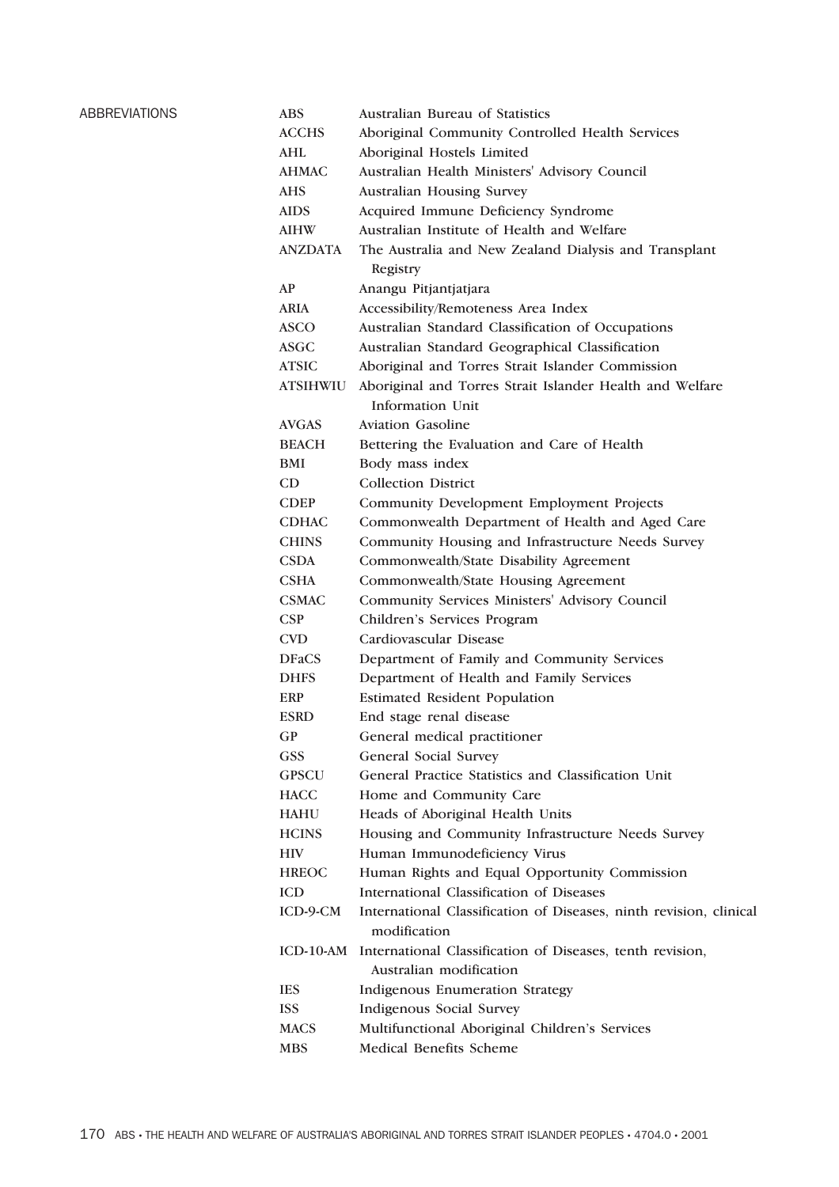## ABBREVIATIONS

| | |
|---|---|
| ABS | Australian Bureau of Statistics |
| ACCHS | Aboriginal Community Controlled Health Services |
| AHL | Aboriginal Hostels Limited |
| AHMAC | Australian Health Ministers' Advisory Council |
| AHS | Australian Housing Survey |
| AIDS | Acquired Immune Deficiency Syndrome |
| AIHW | Australian Institute of Health and Welfare |
| ANZDATA | The Australia and New Zealand Dialysis and Transplant Registry |
| AP | Anangu Pitjantjatjara |
| ARIA | Accessibility/Remoteness Area Index |
| ASCO | Australian Standard Classification of Occupations |
| ASGC | Australian Standard Geographical Classification |
| ATSIC | Aboriginal and Torres Strait Islander Commission |
| ATSIHWIU | Aboriginal and Torres Strait Islander Health and Welfare Information Unit |
| AVGAS | Aviation Gasoline |
| BEACH | Bettering the Evaluation and Care of Health |
| BMI | Body mass index |
| CD | Collection District |
| CDEP | Community Development Employment Projects |
| CDHAC | Commonwealth Department of Health and Aged Care |
| CHINS | Community Housing and Infrastructure Needs Survey |
| CSDA | Commonwealth/State Disability Agreement |
| CSHA | Commonwealth/State Housing Agreement |
| CSMAC | Community Services Ministers' Advisory Council |
| CSP | Children's Services Program |
| CVD | Cardiovascular Disease |
| DFaCS | Department of Family and Community Services |
| DHFS | Department of Health and Family Services |
| ERP | Estimated Resident Population |
| ESRD | End stage renal disease |
| GP | General medical practitioner |
| GSS | General Social Survey |
| GPSCU | General Practice Statistics and Classification Unit |
| HACC | Home and Community Care |
| HAHU | Heads of Aboriginal Health Units |
| HCINS | Housing and Community Infrastructure Needs Survey |
| HIV | Human Immunodeficiency Virus |
| HREOC | Human Rights and Equal Opportunity Commission |
| ICD | International Classification of Diseases |
| ICD-9-CM | International Classification of Diseases, ninth revision, clinical modification |
| ICD-10-AM | International Classification of Diseases, tenth revision, Australian modification |
| IES | Indigenous Enumeration Strategy |
| ISS | Indigenous Social Survey |
| MACS | Multifunctional Aboriginal Children's Services |
| MBS | Medical Benefits Scheme |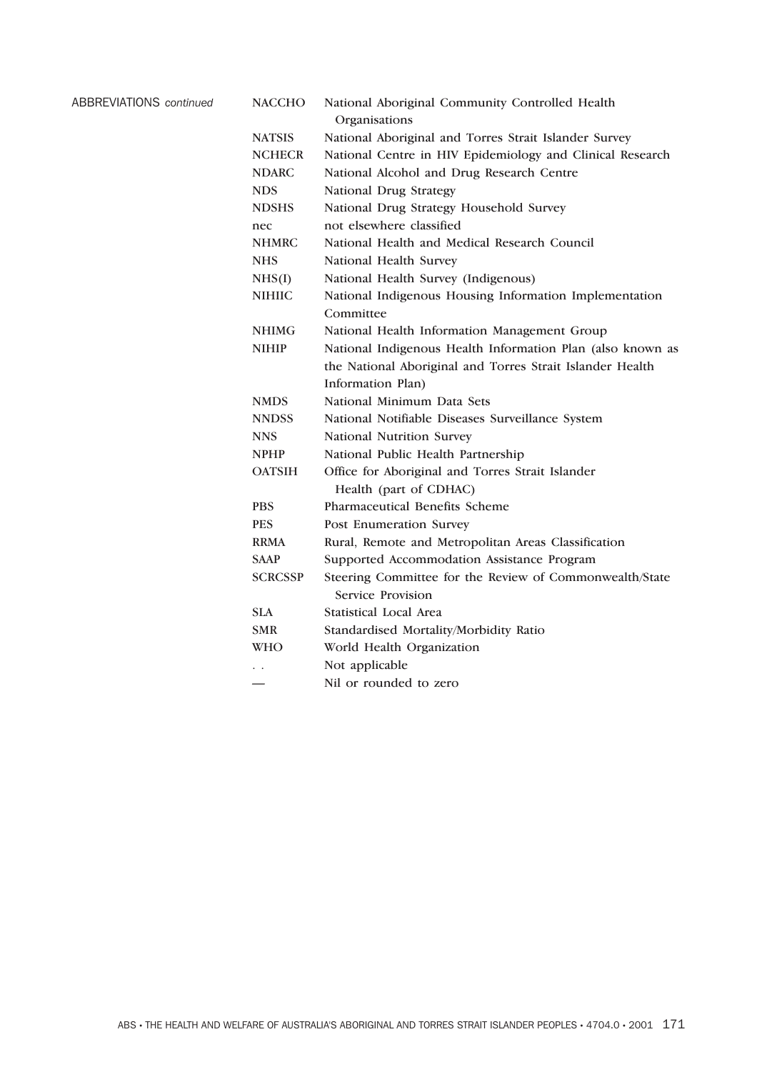ABBREVIATIONS *continued*

| | |
|---|---|
| NACCHO | National Aboriginal Community Controlled Health Organisations |
| NATSIS | National Aboriginal and Torres Strait Islander Survey |
| NCHECR | National Centre in HIV Epidemiology and Clinical Research |
| NDARC | National Alcohol and Drug Research Centre |
| NDS | National Drug Strategy |
| NDSHS | National Drug Strategy Household Survey |
| nec | not elsewhere classified |
| NHMRC | National Health and Medical Research Council |
| NHS | National Health Survey |
| NHS(I) | National Health Survey (Indigenous) |
| NIHIIC | National Indigenous Housing Information Implementation Committee |
| NHIMG | National Health Information Management Group |
| NIHIP | National Indigenous Health Information Plan (also known as the National Aboriginal and Torres Strait Islander Health Information Plan) |
| NMDS | National Minimum Data Sets |
| NNDSS | National Notifiable Diseases Surveillance System |
| NNS | National Nutrition Survey |
| NPHP | National Public Health Partnership |
| OATSIH | Office for Aboriginal and Torres Strait Islander Health (part of CDHAC) |
| PBS | Pharmaceutical Benefits Scheme |
| PES | Post Enumeration Survey |
| RRMA | Rural, Remote and Metropolitan Areas Classification |
| SAAP | Supported Accommodation Assistance Program |
| SCRCSSP | Steering Committee for the Review of Commonwealth/State Service Provision |
| SLA | Statistical Local Area |
| SMR | Standardised Mortality/Morbidity Ratio |
| WHO | World Health Organization |
| . . | Not applicable |
| — | Nil or rounded to zero |